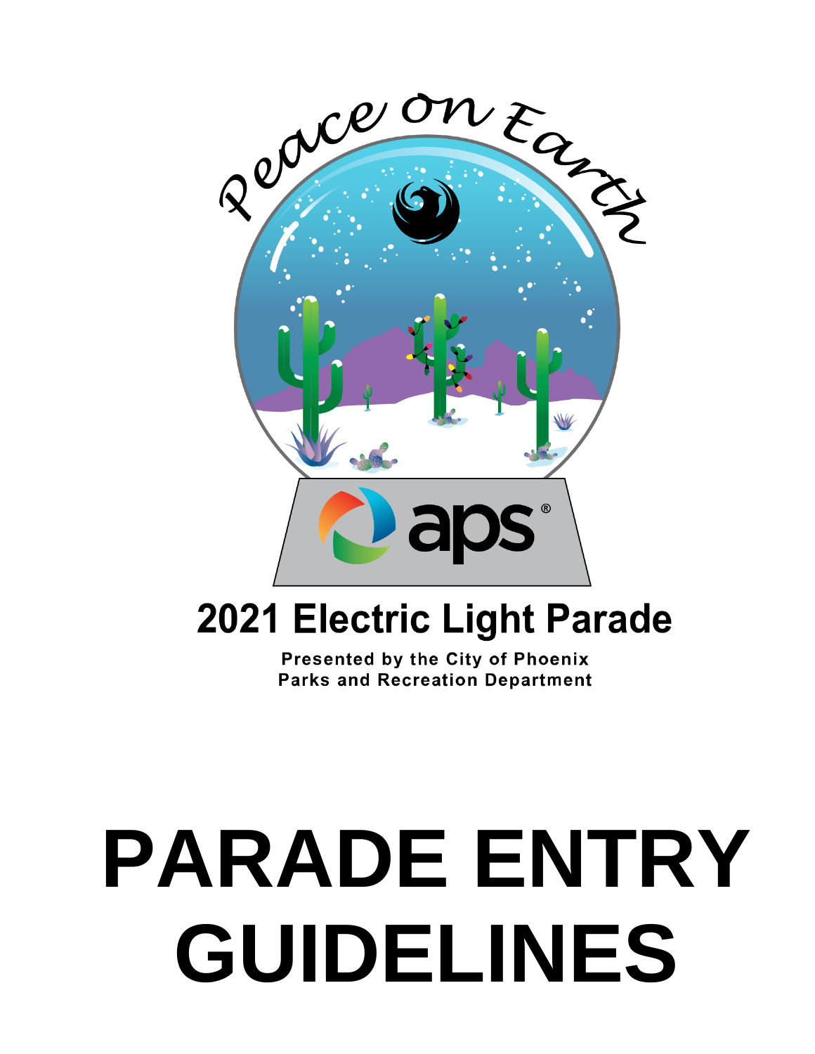Peace on Earth

aps®

# 2021 Electric Light Parade

**Presented by the City of Phoenix**
**Parks and Recreation Department**

# PARADE ENTRY GUIDELINES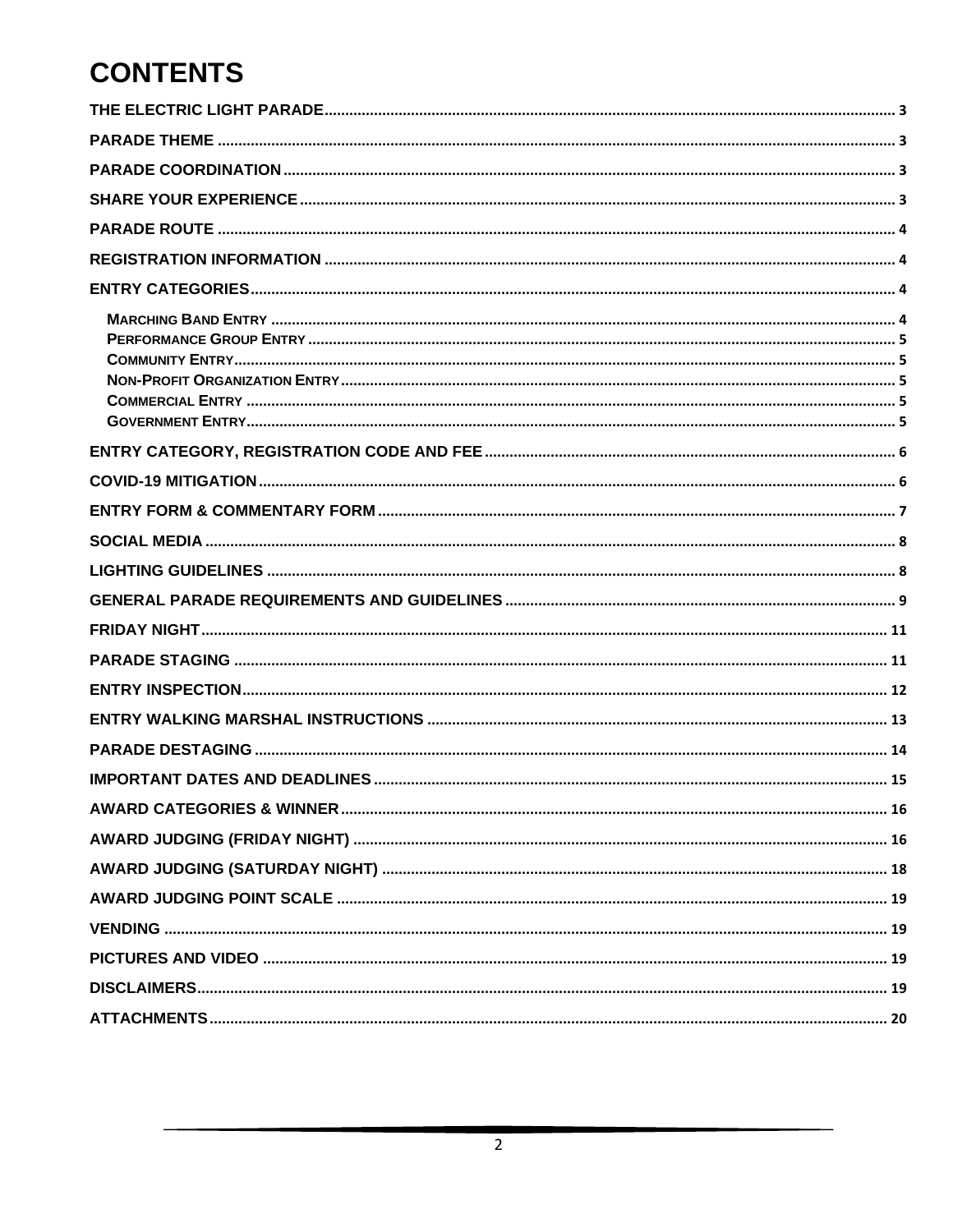# CONTENTS

- THE ELECTRIC LIGHT PARADE ..... 3
- PARADE THEME ..... 3
- PARADE COORDINATION ..... 3
- SHARE YOUR EXPERIENCE ..... 3
- PARADE ROUTE ..... 4
- REGISTRATION INFORMATION ..... 4
- ENTRY CATEGORIES ..... 4
  - MARCHING BAND ENTRY ..... 4
  - PERFORMANCE GROUP ENTRY ..... 5
  - COMMUNITY ENTRY ..... 5
  - NON-PROFIT ORGANIZATION ENTRY ..... 5
  - COMMERCIAL ENTRY ..... 5
  - GOVERNMENT ENTRY ..... 5
- ENTRY CATEGORY, REGISTRATION CODE AND FEE ..... 6
- COVID-19 MITIGATION ..... 6
- ENTRY FORM & COMMENTARY FORM ..... 7
- SOCIAL MEDIA ..... 8
- LIGHTING GUIDELINES ..... 8
- GENERAL PARADE REQUIREMENTS AND GUIDELINES ..... 9
- FRIDAY NIGHT ..... 11
- PARADE STAGING ..... 11
- ENTRY INSPECTION ..... 12
- ENTRY WALKING MARSHAL INSTRUCTIONS ..... 13
- PARADE DESTAGING ..... 14
- IMPORTANT DATES AND DEADLINES ..... 15
- AWARD CATEGORIES & WINNER ..... 16
- AWARD JUDGING (FRIDAY NIGHT) ..... 16
- AWARD JUDGING (SATURDAY NIGHT) ..... 18
- AWARD JUDGING POINT SCALE ..... 19
- VENDING ..... 19
- PICTURES AND VIDEO ..... 19
- DISCLAIMERS ..... 19
- ATTACHMENTS ..... 20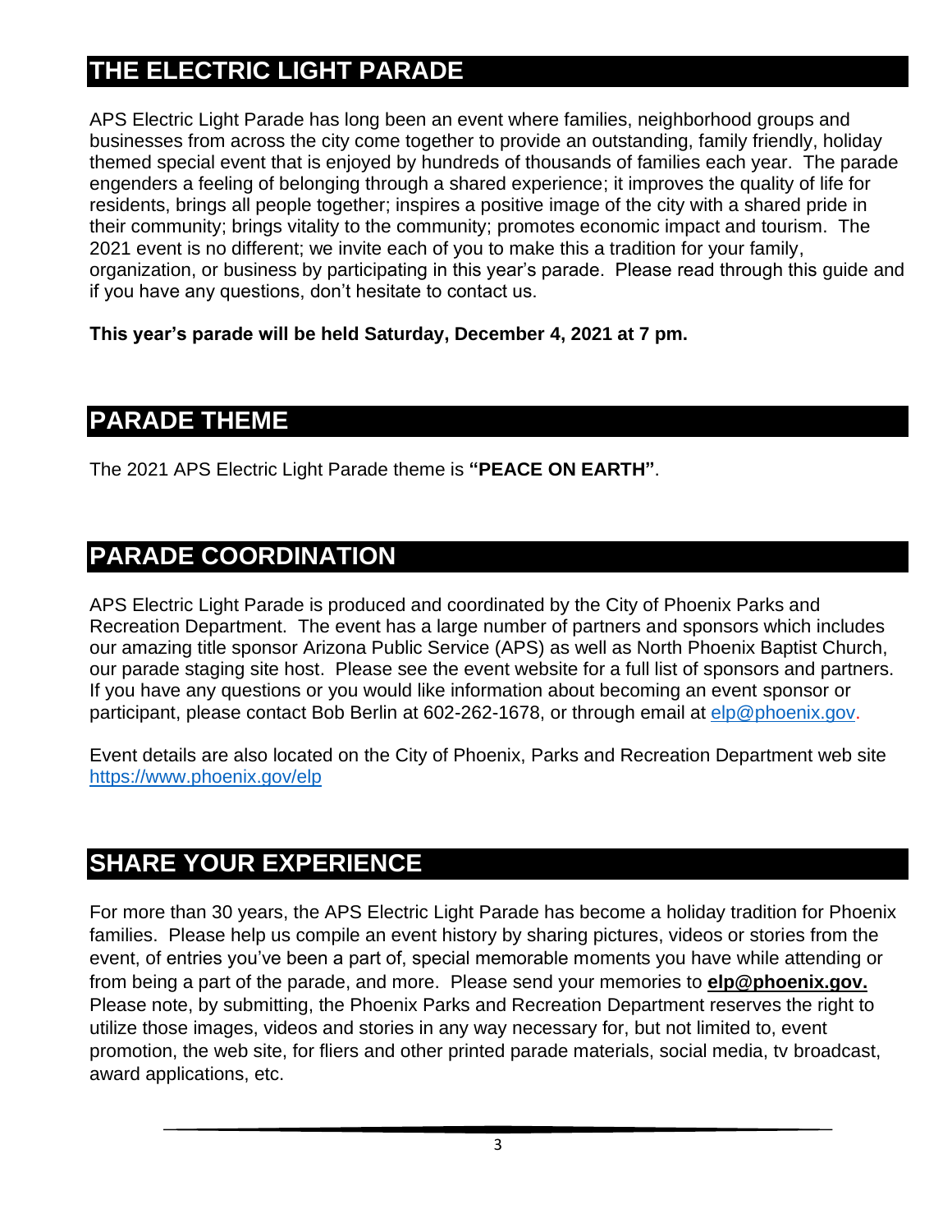## THE ELECTRIC LIGHT PARADE

APS Electric Light Parade has long been an event where families, neighborhood groups and businesses from across the city come together to provide an outstanding, family friendly, holiday themed special event that is enjoyed by hundreds of thousands of families each year. The parade engenders a feeling of belonging through a shared experience; it improves the quality of life for residents, brings all people together; inspires a positive image of the city with a shared pride in their community; brings vitality to the community; promotes economic impact and tourism. The 2021 event is no different; we invite each of you to make this a tradition for your family, organization, or business by participating in this year's parade. Please read through this guide and if you have any questions, don't hesitate to contact us.

**This year's parade will be held Saturday, December 4, 2021 at 7 pm.**

## PARADE THEME

The 2021 APS Electric Light Parade theme is **"PEACE ON EARTH"**.

## PARADE COORDINATION

APS Electric Light Parade is produced and coordinated by the City of Phoenix Parks and Recreation Department. The event has a large number of partners and sponsors which includes our amazing title sponsor Arizona Public Service (APS) as well as North Phoenix Baptist Church, our parade staging site host. Please see the event website for a full list of sponsors and partners. If you have any questions or you would like information about becoming an event sponsor or participant, please contact Bob Berlin at 602-262-1678, or through email at elp@phoenix.gov.

Event details are also located on the City of Phoenix, Parks and Recreation Department web site https://www.phoenix.gov/elp

## SHARE YOUR EXPERIENCE

For more than 30 years, the APS Electric Light Parade has become a holiday tradition for Phoenix families. Please help us compile an event history by sharing pictures, videos or stories from the event, of entries you've been a part of, special memorable moments you have while attending or from being a part of the parade, and more. Please send your memories to **elp@phoenix.gov.** Please note, by submitting, the Phoenix Parks and Recreation Department reserves the right to utilize those images, videos and stories in any way necessary for, but not limited to, event promotion, the web site, for fliers and other printed parade materials, social media, tv broadcast, award applications, etc.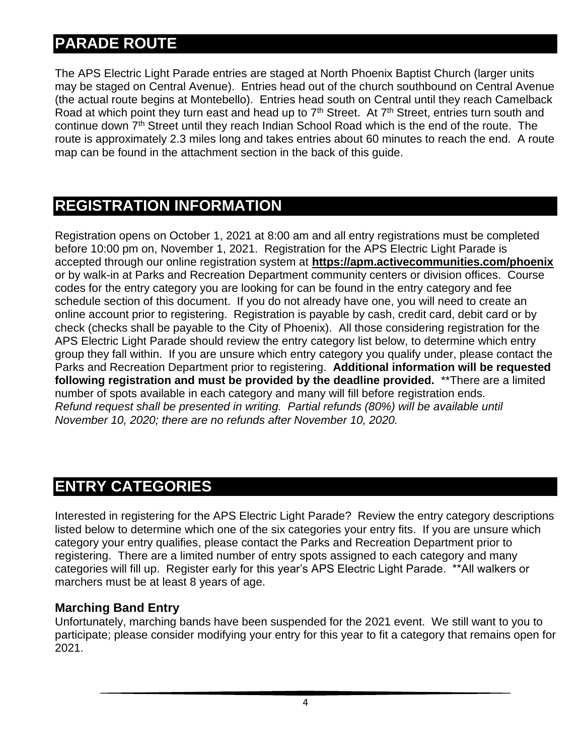## PARADE ROUTE

The APS Electric Light Parade entries are staged at North Phoenix Baptist Church (larger units may be staged on Central Avenue). Entries head out of the church southbound on Central Avenue (the actual route begins at Montebello). Entries head south on Central until they reach Camelback Road at which point they turn east and head up to 7th Street. At 7th Street, entries turn south and continue down 7th Street until they reach Indian School Road which is the end of the route. The route is approximately 2.3 miles long and takes entries about 60 minutes to reach the end. A route map can be found in the attachment section in the back of this guide.

## REGISTRATION INFORMATION

Registration opens on October 1, 2021 at 8:00 am and all entry registrations must be completed before 10:00 pm on, November 1, 2021. Registration for the APS Electric Light Parade is accepted through our online registration system at **https://apm.activecommunities.com/phoenix** or by walk-in at Parks and Recreation Department community centers or division offices. Course codes for the entry category you are looking for can be found in the entry category and fee schedule section of this document. If you do not already have one, you will need to create an online account prior to registering. Registration is payable by cash, credit card, debit card or by check (checks shall be payable to the City of Phoenix). All those considering registration for the APS Electric Light Parade should review the entry category list below, to determine which entry group they fall within. If you are unsure which entry category you qualify under, please contact the Parks and Recreation Department prior to registering. **Additional information will be requested following registration and must be provided by the deadline provided.** **There are a limited number of spots available in each category and many will fill before registration ends.
*Refund request shall be presented in writing. Partial refunds (80%) will be available until November 10, 2020; there are no refunds after November 10, 2020.*

## ENTRY CATEGORIES

Interested in registering for the APS Electric Light Parade? Review the entry category descriptions listed below to determine which one of the six categories your entry fits. If you are unsure which category your entry qualifies, please contact the Parks and Recreation Department prior to registering. There are a limited number of entry spots assigned to each category and many categories will fill up. Register early for this year's APS Electric Light Parade. **All walkers or marchers must be at least 8 years of age.

### Marching Band Entry

Unfortunately, marching bands have been suspended for the 2021 event. We still want to you to participate; please consider modifying your entry for this year to fit a category that remains open for 2021.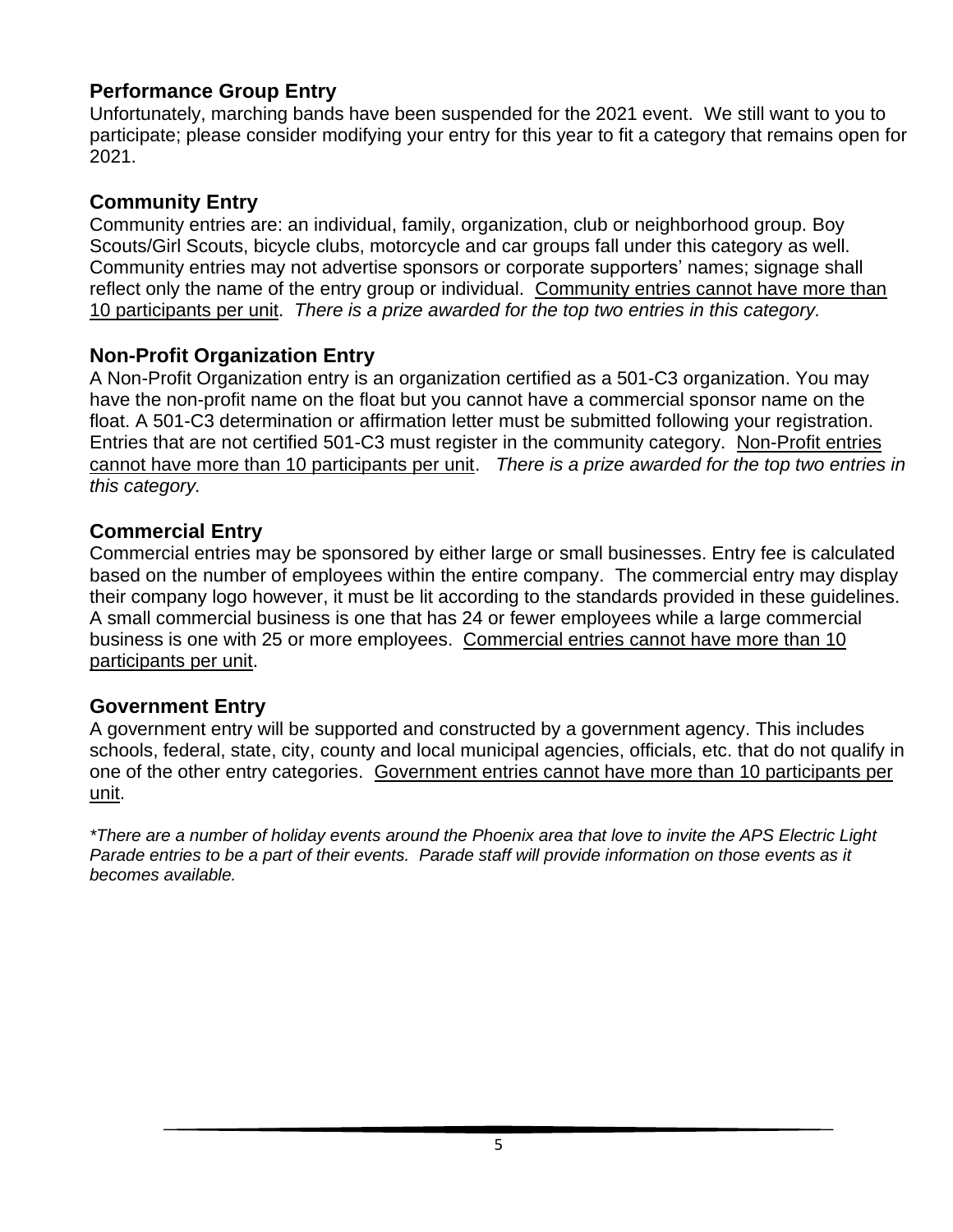## Performance Group Entry

Unfortunately, marching bands have been suspended for the 2021 event. We still want to you to participate; please consider modifying your entry for this year to fit a category that remains open for 2021.

## Community Entry

Community entries are: an individual, family, organization, club or neighborhood group. Boy Scouts/Girl Scouts, bicycle clubs, motorcycle and car groups fall under this category as well. Community entries may not advertise sponsors or corporate supporters' names; signage shall reflect only the name of the entry group or individual. Community entries cannot have more than 10 participants per unit. *There is a prize awarded for the top two entries in this category.*

## Non-Profit Organization Entry

A Non-Profit Organization entry is an organization certified as a 501-C3 organization. You may have the non-profit name on the float but you cannot have a commercial sponsor name on the float. A 501-C3 determination or affirmation letter must be submitted following your registration. Entries that are not certified 501-C3 must register in the community category. Non-Profit entries cannot have more than 10 participants per unit. *There is a prize awarded for the top two entries in this category.*

## Commercial Entry

Commercial entries may be sponsored by either large or small businesses. Entry fee is calculated based on the number of employees within the entire company. The commercial entry may display their company logo however, it must be lit according to the standards provided in these guidelines. A small commercial business is one that has 24 or fewer employees while a large commercial business is one with 25 or more employees. Commercial entries cannot have more than 10 participants per unit.

## Government Entry

A government entry will be supported and constructed by a government agency. This includes schools, federal, state, city, county and local municipal agencies, officials, etc. that do not qualify in one of the other entry categories. Government entries cannot have more than 10 participants per unit.

*\*There are a number of holiday events around the Phoenix area that love to invite the APS Electric Light Parade entries to be a part of their events. Parade staff will provide information on those events as it becomes available.*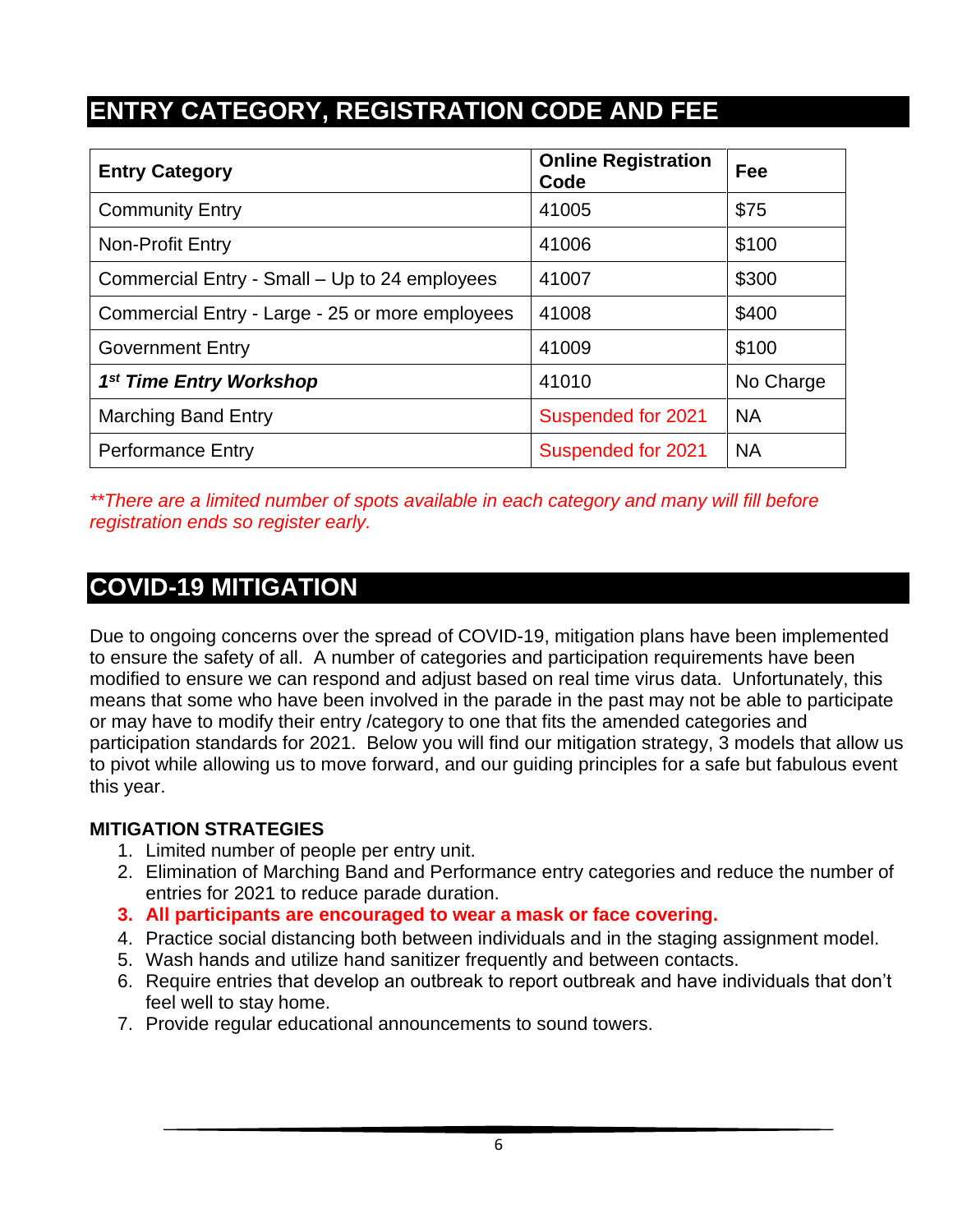## ENTRY CATEGORY, REGISTRATION CODE AND FEE

| Entry Category | Online Registration Code | Fee |
|---|---|---|
| Community Entry | 41005 | $75 |
| Non-Profit Entry | 41006 | $100 |
| Commercial Entry - Small – Up to 24 employees | 41007 | $300 |
| Commercial Entry - Large - 25 or more employees | 41008 | $400 |
| Government Entry | 41009 | $100 |
| ***1st Time Entry Workshop*** | 41010 | No Charge |
| Marching Band Entry | Suspended for 2021 | NA |
| Performance Entry | Suspended for 2021 | NA |

*\*\*There are a limited number of spots available in each category and many will fill before registration ends so register early.*

## COVID-19 MITIGATION

Due to ongoing concerns over the spread of COVID-19, mitigation plans have been implemented to ensure the safety of all. A number of categories and participation requirements have been modified to ensure we can respond and adjust based on real time virus data. Unfortunately, this means that some who have been involved in the parade in the past may not be able to participate or may have to modify their entry /category to one that fits the amended categories and participation standards for 2021. Below you will find our mitigation strategy, 3 models that allow us to pivot while allowing us to move forward, and our guiding principles for a safe but fabulous event this year.

**MITIGATION STRATEGIES**

1. Limited number of people per entry unit.
2. Elimination of Marching Band and Performance entry categories and reduce the number of entries for 2021 to reduce parade duration.
3. **All participants are encouraged to wear a mask or face covering.**
4. Practice social distancing both between individuals and in the staging assignment model.
5. Wash hands and utilize hand sanitizer frequently and between contacts.
6. Require entries that develop an outbreak to report outbreak and have individuals that don't feel well to stay home.
7. Provide regular educational announcements to sound towers.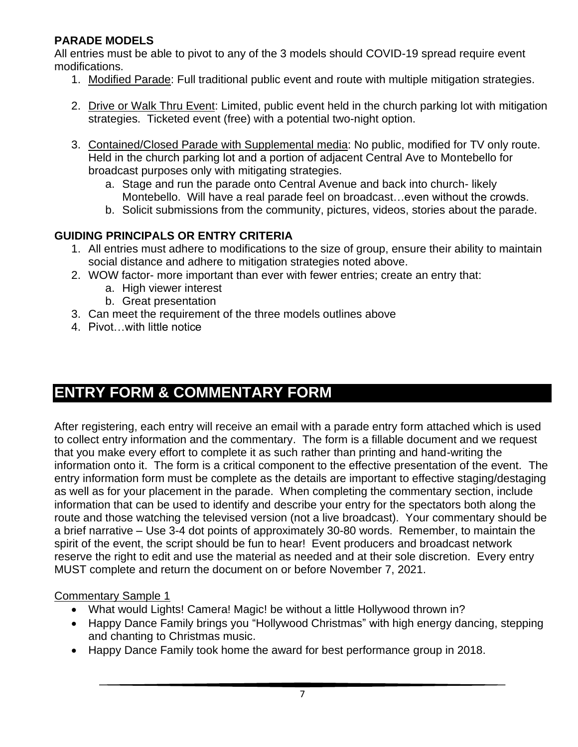**PARADE MODELS**

All entries must be able to pivot to any of the 3 models should COVID-19 spread require event modifications.

1. Modified Parade: Full traditional public event and route with multiple mitigation strategies.

2. Drive or Walk Thru Event: Limited, public event held in the church parking lot with mitigation strategies. Ticketed event (free) with a potential two-night option.

3. Contained/Closed Parade with Supplemental media: No public, modified for TV only route. Held in the church parking lot and a portion of adjacent Central Ave to Montebello for broadcast purposes only with mitigating strategies.
    a. Stage and run the parade onto Central Avenue and back into church- likely Montebello. Will have a real parade feel on broadcast…even without the crowds.
    b. Solicit submissions from the community, pictures, videos, stories about the parade.

**GUIDING PRINCIPALS OR ENTRY CRITERIA**

1. All entries must adhere to modifications to the size of group, ensure their ability to maintain social distance and adhere to mitigation strategies noted above.
2. WOW factor- more important than ever with fewer entries; create an entry that:
    a. High viewer interest
    b. Great presentation
3. Can meet the requirement of the three models outlines above
4. Pivot…with little notice

# ENTRY FORM & COMMENTARY FORM

After registering, each entry will receive an email with a parade entry form attached which is used to collect entry information and the commentary. The form is a fillable document and we request that you make every effort to complete it as such rather than printing and hand-writing the information onto it. The form is a critical component to the effective presentation of the event. The entry information form must be complete as the details are important to effective staging/destaging as well as for your placement in the parade. When completing the commentary section, include information that can be used to identify and describe your entry for the spectators both along the route and those watching the televised version (not a live broadcast). Your commentary should be a brief narrative – Use 3-4 dot points of approximately 30-80 words. Remember, to maintain the spirit of the event, the script should be fun to hear! Event producers and broadcast network reserve the right to edit and use the material as needed and at their sole discretion. Every entry MUST complete and return the document on or before November 7, 2021.

Commentary Sample 1

- What would Lights! Camera! Magic! be without a little Hollywood thrown in?
- Happy Dance Family brings you "Hollywood Christmas" with high energy dancing, stepping and chanting to Christmas music.
- Happy Dance Family took home the award for best performance group in 2018.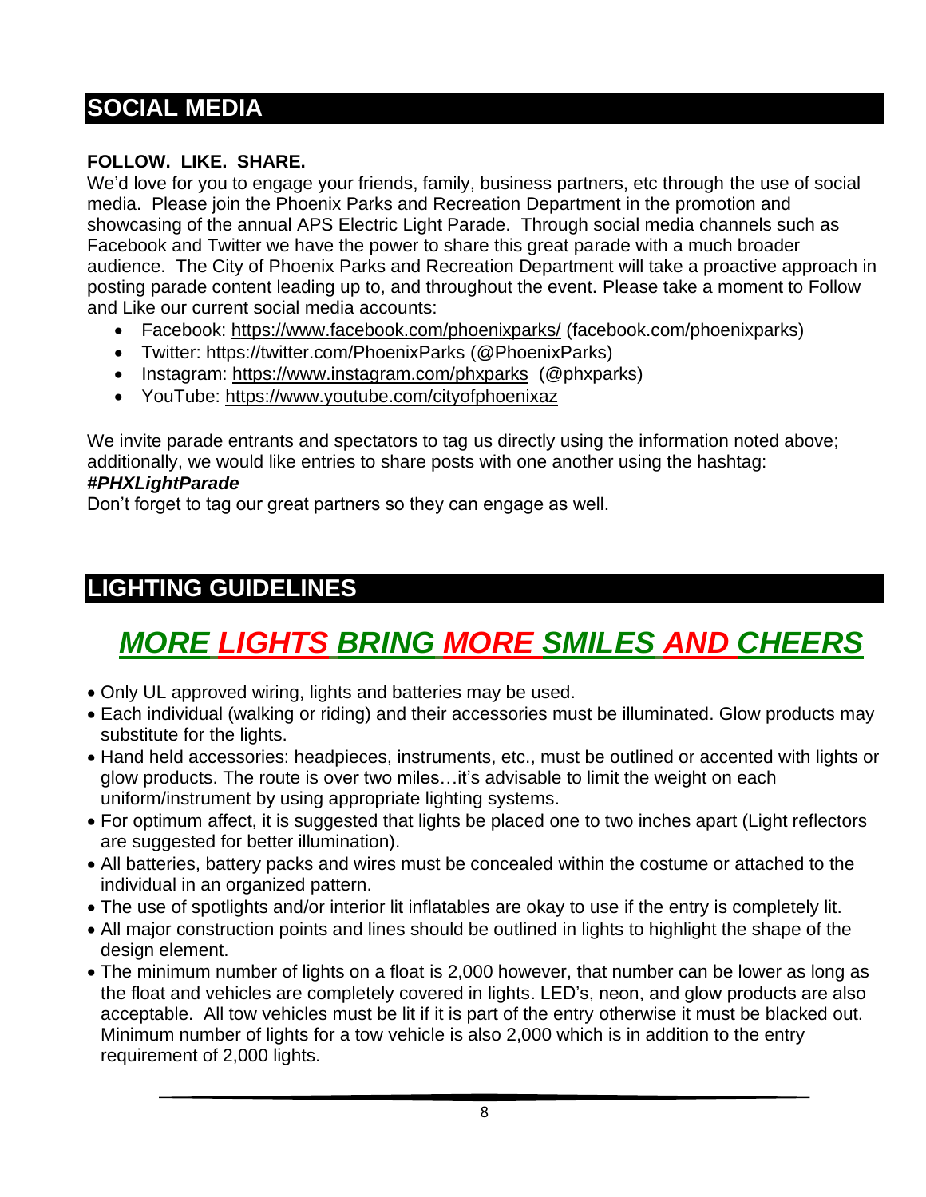## SOCIAL MEDIA

**FOLLOW. LIKE. SHARE.**

We'd love for you to engage your friends, family, business partners, etc through the use of social media. Please join the Phoenix Parks and Recreation Department in the promotion and showcasing of the annual APS Electric Light Parade. Through social media channels such as Facebook and Twitter we have the power to share this great parade with a much broader audience. The City of Phoenix Parks and Recreation Department will take a proactive approach in posting parade content leading up to, and throughout the event. Please take a moment to Follow and Like our current social media accounts:

- Facebook: https://www.facebook.com/phoenixparks/ (facebook.com/phoenixparks)
- Twitter: https://twitter.com/PhoenixParks (@PhoenixParks)
- Instagram: https://www.instagram.com/phxparks (@phxparks)
- YouTube: https://www.youtube.com/cityofphoenixaz

We invite parade entrants and spectators to tag us directly using the information noted above; additionally, we would like entries to share posts with one another using the hashtag:
***#PHXLightParade***
Don't forget to tag our great partners so they can engage as well.

## LIGHTING GUIDELINES

# ***MORE LIGHTS BRING MORE SMILES AND CHEERS***

- Only UL approved wiring, lights and batteries may be used.
- Each individual (walking or riding) and their accessories must be illuminated. Glow products may substitute for the lights.
- Hand held accessories: headpieces, instruments, etc., must be outlined or accented with lights or glow products. The route is over two miles…it's advisable to limit the weight on each uniform/instrument by using appropriate lighting systems.
- For optimum affect, it is suggested that lights be placed one to two inches apart (Light reflectors are suggested for better illumination).
- All batteries, battery packs and wires must be concealed within the costume or attached to the individual in an organized pattern.
- The use of spotlights and/or interior lit inflatables are okay to use if the entry is completely lit.
- All major construction points and lines should be outlined in lights to highlight the shape of the design element.
- The minimum number of lights on a float is 2,000 however, that number can be lower as long as the float and vehicles are completely covered in lights. LED's, neon, and glow products are also acceptable. All tow vehicles must be lit if it is part of the entry otherwise it must be blacked out. Minimum number of lights for a tow vehicle is also 2,000 which is in addition to the entry requirement of 2,000 lights.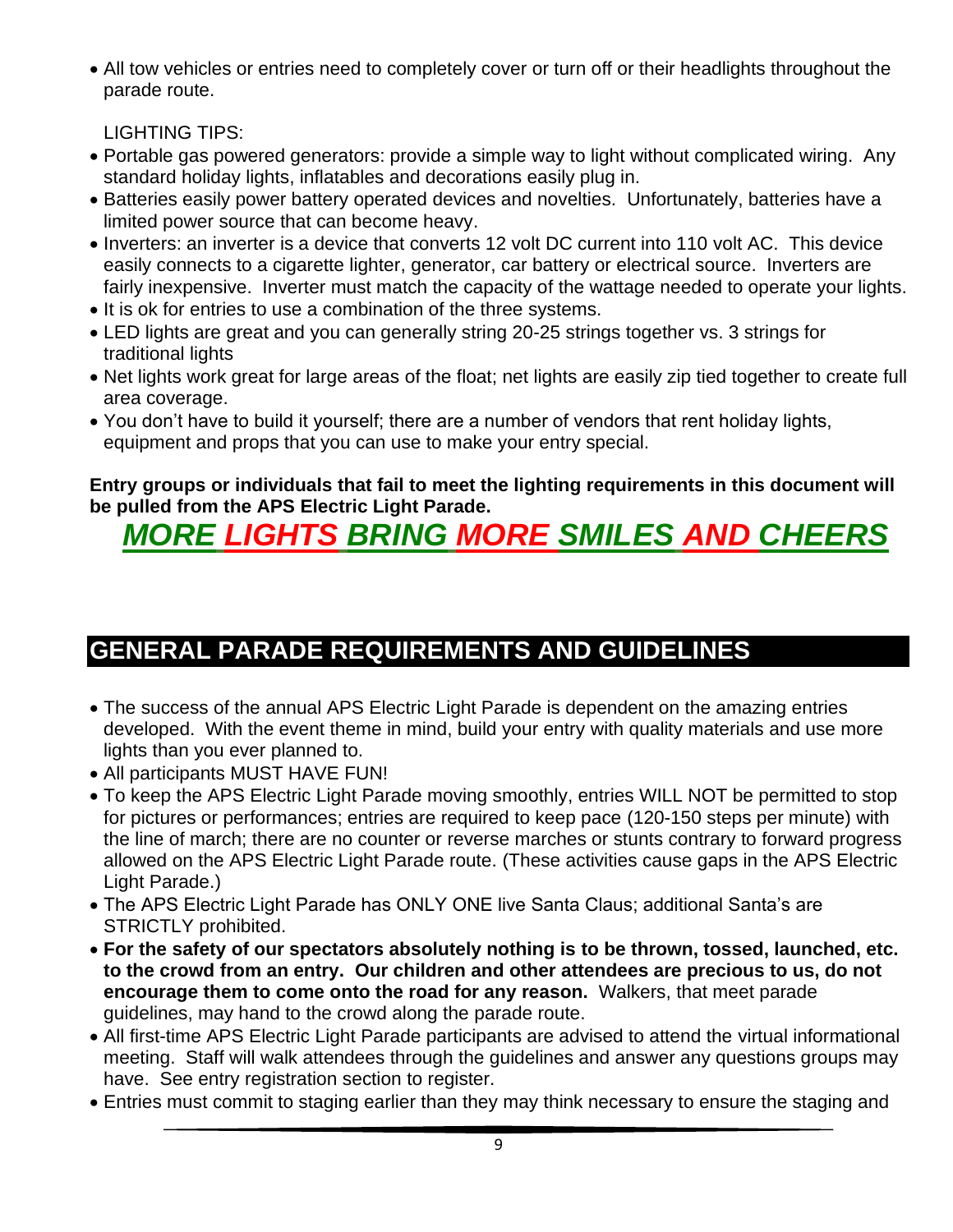- All tow vehicles or entries need to completely cover or turn off or their headlights throughout the parade route.

LIGHTING TIPS:

- Portable gas powered generators: provide a simple way to light without complicated wiring. Any standard holiday lights, inflatables and decorations easily plug in.
- Batteries easily power battery operated devices and novelties. Unfortunately, batteries have a limited power source that can become heavy.
- Inverters: an inverter is a device that converts 12 volt DC current into 110 volt AC. This device easily connects to a cigarette lighter, generator, car battery or electrical source. Inverters are fairly inexpensive. Inverter must match the capacity of the wattage needed to operate your lights.
- It is ok for entries to use a combination of the three systems.
- LED lights are great and you can generally string 20-25 strings together vs. 3 strings for traditional lights
- Net lights work great for large areas of the float; net lights are easily zip tied together to create full area coverage.
- You don't have to build it yourself; there are a number of vendors that rent holiday lights, equipment and props that you can use to make your entry special.

**Entry groups or individuals that fail to meet the lighting requirements in this document will be pulled from the APS Electric Light Parade.**

***MORE LIGHTS BRING MORE SMILES AND CHEERS***

## GENERAL PARADE REQUIREMENTS AND GUIDELINES

- The success of the annual APS Electric Light Parade is dependent on the amazing entries developed. With the event theme in mind, build your entry with quality materials and use more lights than you ever planned to.
- All participants MUST HAVE FUN!
- To keep the APS Electric Light Parade moving smoothly, entries WILL NOT be permitted to stop for pictures or performances; entries are required to keep pace (120-150 steps per minute) with the line of march; there are no counter or reverse marches or stunts contrary to forward progress allowed on the APS Electric Light Parade route. (These activities cause gaps in the APS Electric Light Parade.)
- The APS Electric Light Parade has ONLY ONE live Santa Claus; additional Santa's are STRICTLY prohibited.
- **For the safety of our spectators absolutely nothing is to be thrown, tossed, launched, etc. to the crowd from an entry. Our children and other attendees are precious to us, do not encourage them to come onto the road for any reason.** Walkers, that meet parade guidelines, may hand to the crowd along the parade route.
- All first-time APS Electric Light Parade participants are advised to attend the virtual informational meeting. Staff will walk attendees through the guidelines and answer any questions groups may have. See entry registration section to register.
- Entries must commit to staging earlier than they may think necessary to ensure the staging and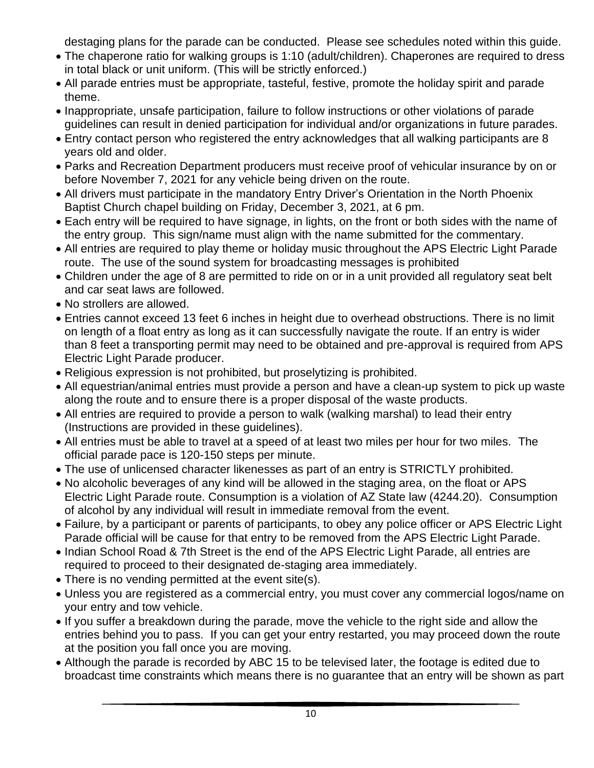destaging plans for the parade can be conducted. Please see schedules noted within this guide.

- The chaperone ratio for walking groups is 1:10 (adult/children). Chaperones are required to dress in total black or unit uniform. (This will be strictly enforced.)
- All parade entries must be appropriate, tasteful, festive, promote the holiday spirit and parade theme.
- Inappropriate, unsafe participation, failure to follow instructions or other violations of parade guidelines can result in denied participation for individual and/or organizations in future parades.
- Entry contact person who registered the entry acknowledges that all walking participants are 8 years old and older.
- Parks and Recreation Department producers must receive proof of vehicular insurance by on or before November 7, 2021 for any vehicle being driven on the route.
- All drivers must participate in the mandatory Entry Driver's Orientation in the North Phoenix Baptist Church chapel building on Friday, December 3, 2021, at 6 pm.
- Each entry will be required to have signage, in lights, on the front or both sides with the name of the entry group. This sign/name must align with the name submitted for the commentary.
- All entries are required to play theme or holiday music throughout the APS Electric Light Parade route. The use of the sound system for broadcasting messages is prohibited
- Children under the age of 8 are permitted to ride on or in a unit provided all regulatory seat belt and car seat laws are followed.
- No strollers are allowed.
- Entries cannot exceed 13 feet 6 inches in height due to overhead obstructions. There is no limit on length of a float entry as long as it can successfully navigate the route. If an entry is wider than 8 feet a transporting permit may need to be obtained and pre-approval is required from APS Electric Light Parade producer.
- Religious expression is not prohibited, but proselytizing is prohibited.
- All equestrian/animal entries must provide a person and have a clean-up system to pick up waste along the route and to ensure there is a proper disposal of the waste products.
- All entries are required to provide a person to walk (walking marshal) to lead their entry (Instructions are provided in these guidelines).
- All entries must be able to travel at a speed of at least two miles per hour for two miles. The official parade pace is 120-150 steps per minute.
- The use of unlicensed character likenesses as part of an entry is STRICTLY prohibited.
- No alcoholic beverages of any kind will be allowed in the staging area, on the float or APS Electric Light Parade route. Consumption is a violation of AZ State law (4244.20). Consumption of alcohol by any individual will result in immediate removal from the event.
- Failure, by a participant or parents of participants, to obey any police officer or APS Electric Light Parade official will be cause for that entry to be removed from the APS Electric Light Parade.
- Indian School Road & 7th Street is the end of the APS Electric Light Parade, all entries are required to proceed to their designated de-staging area immediately.
- There is no vending permitted at the event site(s).
- Unless you are registered as a commercial entry, you must cover any commercial logos/name on your entry and tow vehicle.
- If you suffer a breakdown during the parade, move the vehicle to the right side and allow the entries behind you to pass. If you can get your entry restarted, you may proceed down the route at the position you fall once you are moving.
- Although the parade is recorded by ABC 15 to be televised later, the footage is edited due to broadcast time constraints which means there is no guarantee that an entry will be shown as part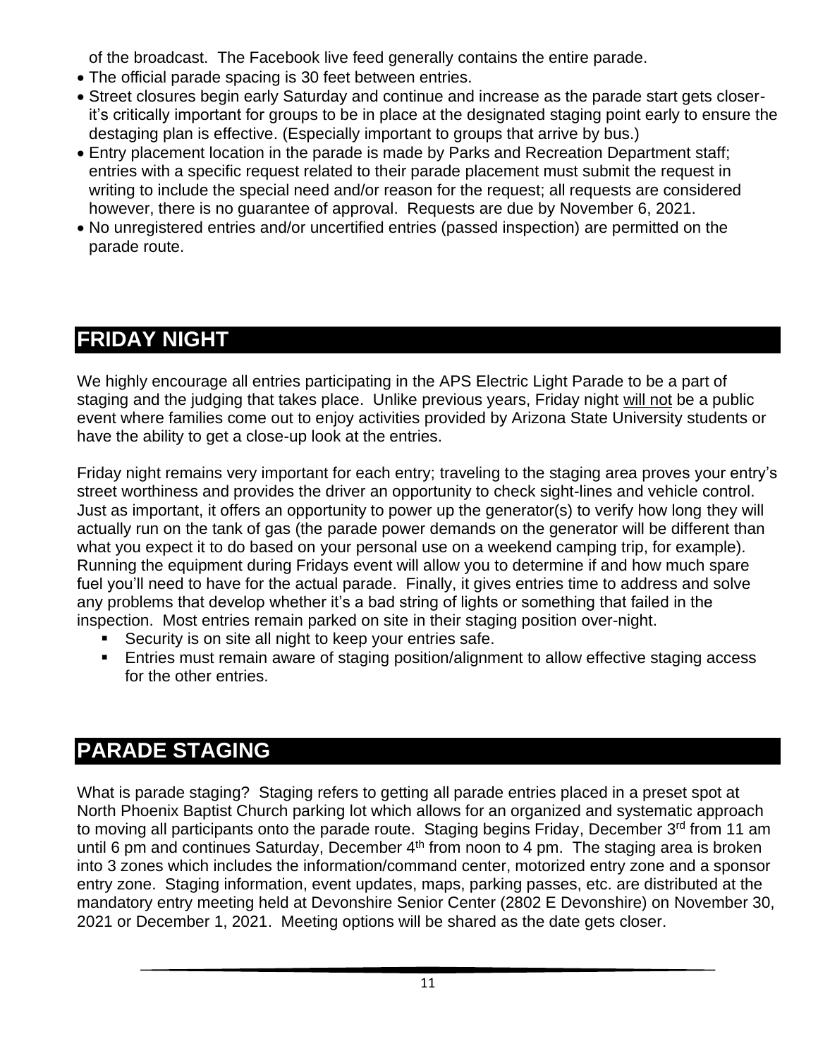of the broadcast. The Facebook live feed generally contains the entire parade.

- The official parade spacing is 30 feet between entries.
- Street closures begin early Saturday and continue and increase as the parade start gets closer- it's critically important for groups to be in place at the designated staging point early to ensure the destaging plan is effective. (Especially important to groups that arrive by bus.)
- Entry placement location in the parade is made by Parks and Recreation Department staff; entries with a specific request related to their parade placement must submit the request in writing to include the special need and/or reason for the request; all requests are considered however, there is no guarantee of approval. Requests are due by November 6, 2021.
- No unregistered entries and/or uncertified entries (passed inspection) are permitted on the parade route.

## FRIDAY NIGHT

We highly encourage all entries participating in the APS Electric Light Parade to be a part of staging and the judging that takes place. Unlike previous years, Friday night <u>will not</u> be a public event where families come out to enjoy activities provided by Arizona State University students or have the ability to get a close-up look at the entries.

Friday night remains very important for each entry; traveling to the staging area proves your entry's street worthiness and provides the driver an opportunity to check sight-lines and vehicle control. Just as important, it offers an opportunity to power up the generator(s) to verify how long they will actually run on the tank of gas (the parade power demands on the generator will be different than what you expect it to do based on your personal use on a weekend camping trip, for example). Running the equipment during Fridays event will allow you to determine if and how much spare fuel you'll need to have for the actual parade. Finally, it gives entries time to address and solve any problems that develop whether it's a bad string of lights or something that failed in the inspection. Most entries remain parked on site in their staging position over-night.

- Security is on site all night to keep your entries safe.
- Entries must remain aware of staging position/alignment to allow effective staging access for the other entries.

## PARADE STAGING

What is parade staging? Staging refers to getting all parade entries placed in a preset spot at North Phoenix Baptist Church parking lot which allows for an organized and systematic approach to moving all participants onto the parade route. Staging begins Friday, December 3rd from 11 am until 6 pm and continues Saturday, December 4th from noon to 4 pm. The staging area is broken into 3 zones which includes the information/command center, motorized entry zone and a sponsor entry zone. Staging information, event updates, maps, parking passes, etc. are distributed at the mandatory entry meeting held at Devonshire Senior Center (2802 E Devonshire) on November 30, 2021 or December 1, 2021. Meeting options will be shared as the date gets closer.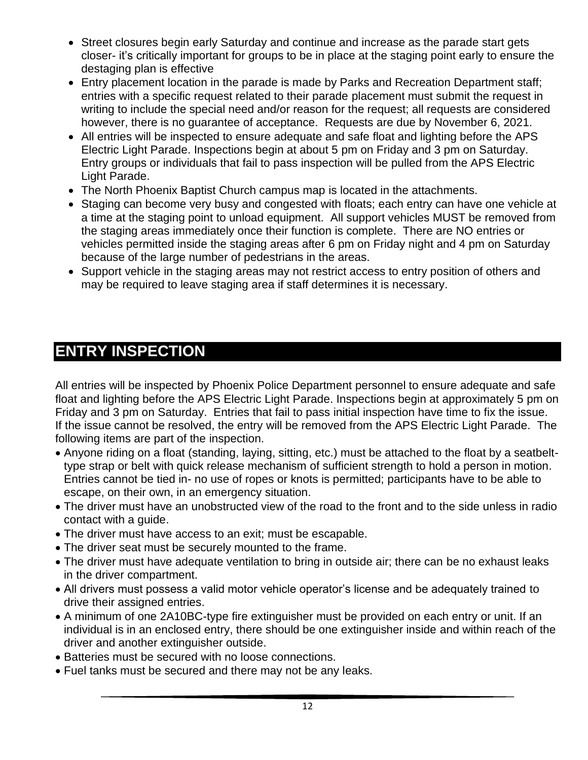- Street closures begin early Saturday and continue and increase as the parade start gets closer- it's critically important for groups to be in place at the staging point early to ensure the destaging plan is effective
- Entry placement location in the parade is made by Parks and Recreation Department staff; entries with a specific request related to their parade placement must submit the request in writing to include the special need and/or reason for the request; all requests are considered however, there is no guarantee of acceptance. Requests are due by November 6, 2021.
- All entries will be inspected to ensure adequate and safe float and lighting before the APS Electric Light Parade. Inspections begin at about 5 pm on Friday and 3 pm on Saturday. Entry groups or individuals that fail to pass inspection will be pulled from the APS Electric Light Parade.
- The North Phoenix Baptist Church campus map is located in the attachments.
- Staging can become very busy and congested with floats; each entry can have one vehicle at a time at the staging point to unload equipment. All support vehicles MUST be removed from the staging areas immediately once their function is complete. There are NO entries or vehicles permitted inside the staging areas after 6 pm on Friday night and 4 pm on Saturday because of the large number of pedestrians in the areas.
- Support vehicle in the staging areas may not restrict access to entry position of others and may be required to leave staging area if staff determines it is necessary.

## ENTRY INSPECTION

All entries will be inspected by Phoenix Police Department personnel to ensure adequate and safe float and lighting before the APS Electric Light Parade. Inspections begin at approximately 5 pm on Friday and 3 pm on Saturday. Entries that fail to pass initial inspection have time to fix the issue. If the issue cannot be resolved, the entry will be removed from the APS Electric Light Parade. The following items are part of the inspection.

- Anyone riding on a float (standing, laying, sitting, etc.) must be attached to the float by a seatbelt-type strap or belt with quick release mechanism of sufficient strength to hold a person in motion. Entries cannot be tied in- no use of ropes or knots is permitted; participants have to be able to escape, on their own, in an emergency situation.
- The driver must have an unobstructed view of the road to the front and to the side unless in radio contact with a guide.
- The driver must have access to an exit; must be escapable.
- The driver seat must be securely mounted to the frame.
- The driver must have adequate ventilation to bring in outside air; there can be no exhaust leaks in the driver compartment.
- All drivers must possess a valid motor vehicle operator's license and be adequately trained to drive their assigned entries.
- A minimum of one 2A10BC-type fire extinguisher must be provided on each entry or unit. If an individual is in an enclosed entry, there should be one extinguisher inside and within reach of the driver and another extinguisher outside.
- Batteries must be secured with no loose connections.
- Fuel tanks must be secured and there may not be any leaks.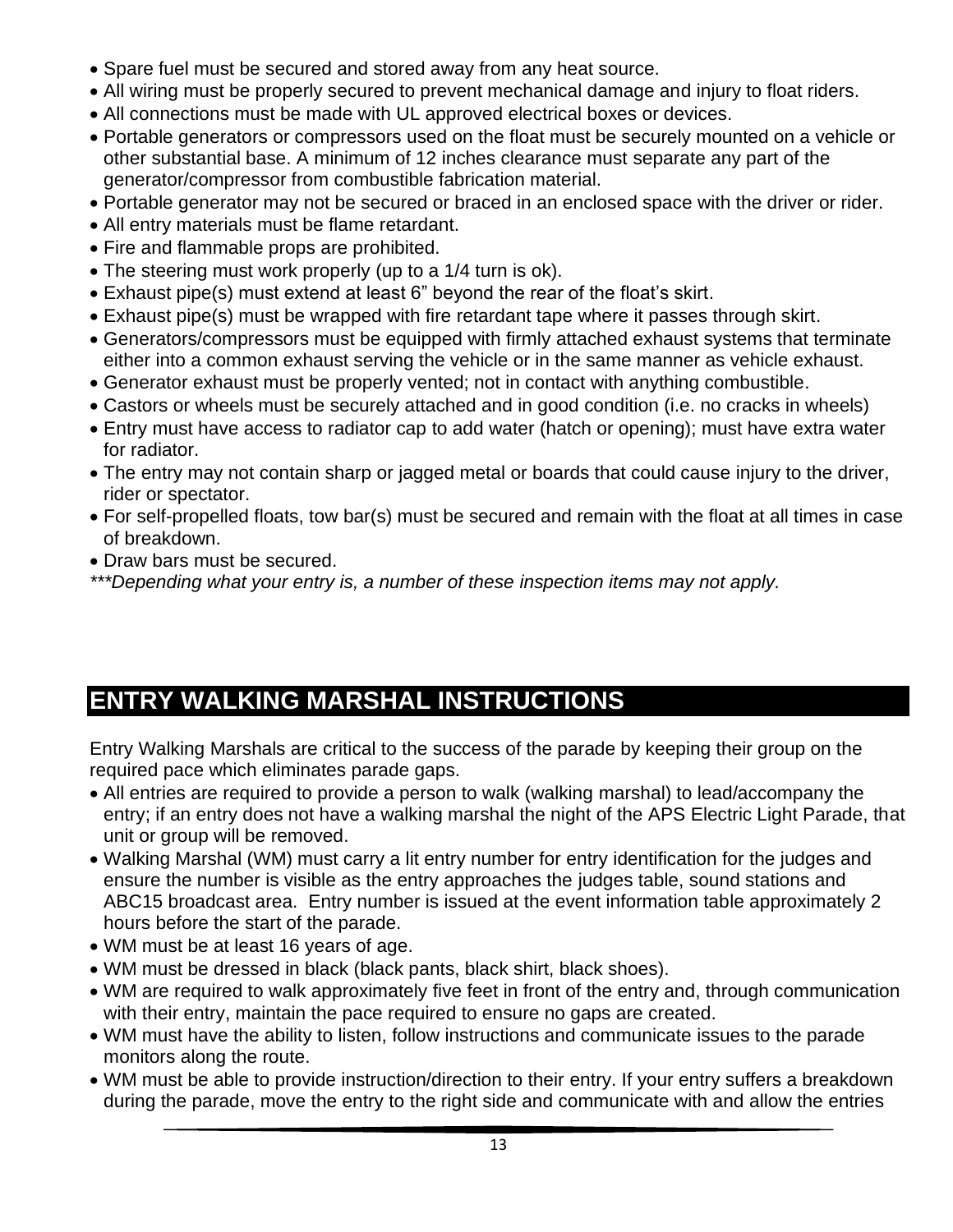- Spare fuel must be secured and stored away from any heat source.
- All wiring must be properly secured to prevent mechanical damage and injury to float riders.
- All connections must be made with UL approved electrical boxes or devices.
- Portable generators or compressors used on the float must be securely mounted on a vehicle or other substantial base. A minimum of 12 inches clearance must separate any part of the generator/compressor from combustible fabrication material.
- Portable generator may not be secured or braced in an enclosed space with the driver or rider.
- All entry materials must be flame retardant.
- Fire and flammable props are prohibited.
- The steering must work properly (up to a 1/4 turn is ok).
- Exhaust pipe(s) must extend at least 6" beyond the rear of the float's skirt.
- Exhaust pipe(s) must be wrapped with fire retardant tape where it passes through skirt.
- Generators/compressors must be equipped with firmly attached exhaust systems that terminate either into a common exhaust serving the vehicle or in the same manner as vehicle exhaust.
- Generator exhaust must be properly vented; not in contact with anything combustible.
- Castors or wheels must be securely attached and in good condition (i.e. no cracks in wheels)
- Entry must have access to radiator cap to add water (hatch or opening); must have extra water for radiator.
- The entry may not contain sharp or jagged metal or boards that could cause injury to the driver, rider or spectator.
- For self-propelled floats, tow bar(s) must be secured and remain with the float at all times in case of breakdown.
- Draw bars must be secured.

****Depending what your entry is, a number of these inspection items may not apply.*

## ENTRY WALKING MARSHAL INSTRUCTIONS

Entry Walking Marshals are critical to the success of the parade by keeping their group on the required pace which eliminates parade gaps.

- All entries are required to provide a person to walk (walking marshal) to lead/accompany the entry; if an entry does not have a walking marshal the night of the APS Electric Light Parade, that unit or group will be removed.
- Walking Marshal (WM) must carry a lit entry number for entry identification for the judges and ensure the number is visible as the entry approaches the judges table, sound stations and ABC15 broadcast area. Entry number is issued at the event information table approximately 2 hours before the start of the parade.
- WM must be at least 16 years of age.
- WM must be dressed in black (black pants, black shirt, black shoes).
- WM are required to walk approximately five feet in front of the entry and, through communication with their entry, maintain the pace required to ensure no gaps are created.
- WM must have the ability to listen, follow instructions and communicate issues to the parade monitors along the route.
- WM must be able to provide instruction/direction to their entry. If your entry suffers a breakdown during the parade, move the entry to the right side and communicate with and allow the entries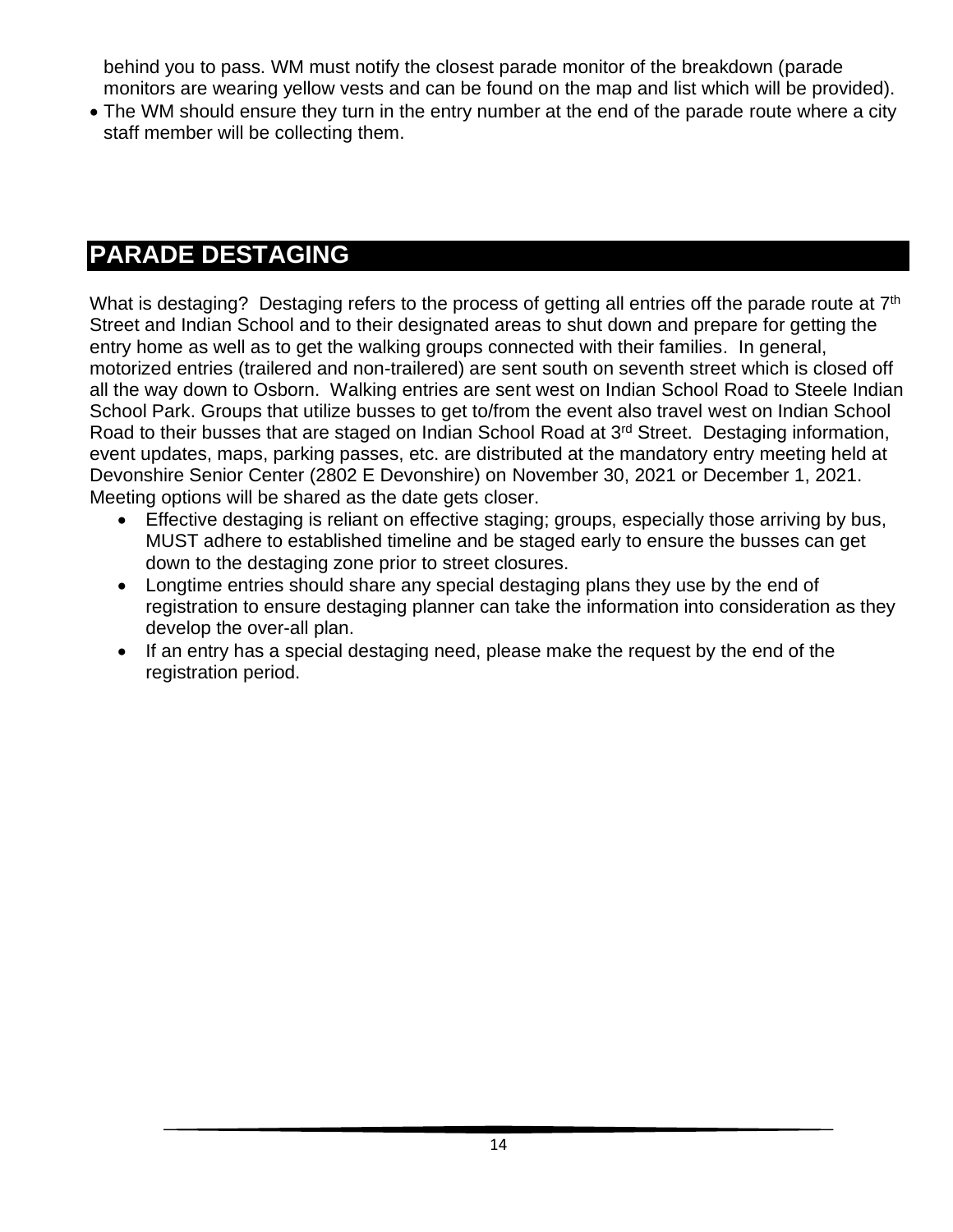behind you to pass. WM must notify the closest parade monitor of the breakdown (parade monitors are wearing yellow vests and can be found on the map and list which will be provided).

- The WM should ensure they turn in the entry number at the end of the parade route where a city staff member will be collecting them.

## PARADE DESTAGING

What is destaging? Destaging refers to the process of getting all entries off the parade route at 7th Street and Indian School and to their designated areas to shut down and prepare for getting the entry home as well as to get the walking groups connected with their families. In general, motorized entries (trailered and non-trailered) are sent south on seventh street which is closed off all the way down to Osborn. Walking entries are sent west on Indian School Road to Steele Indian School Park. Groups that utilize busses to get to/from the event also travel west on Indian School Road to their busses that are staged on Indian School Road at 3rd Street. Destaging information, event updates, maps, parking passes, etc. are distributed at the mandatory entry meeting held at Devonshire Senior Center (2802 E Devonshire) on November 30, 2021 or December 1, 2021. Meeting options will be shared as the date gets closer.

- Effective destaging is reliant on effective staging; groups, especially those arriving by bus, MUST adhere to established timeline and be staged early to ensure the busses can get down to the destaging zone prior to street closures.
- Longtime entries should share any special destaging plans they use by the end of registration to ensure destaging planner can take the information into consideration as they develop the over-all plan.
- If an entry has a special destaging need, please make the request by the end of the registration period.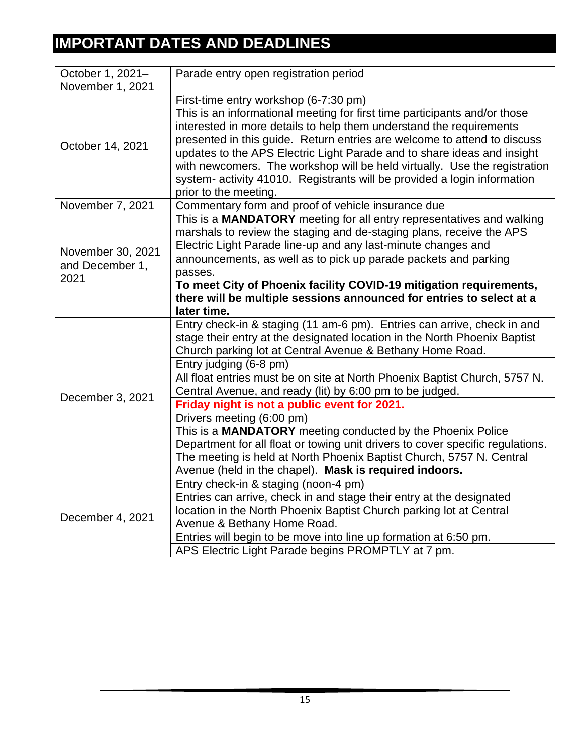# IMPORTANT DATES AND DEADLINES

| | |
|---|---|
| October 1, 2021–November 1, 2021 | Parade entry open registration period |
| October 14, 2021 | First-time entry workshop (6-7:30 pm)<br>This is an informational meeting for first time participants and/or those interested in more details to help them understand the requirements presented in this guide. Return entries are welcome to attend to discuss updates to the APS Electric Light Parade and to share ideas and insight with newcomers. The workshop will be held virtually. Use the registration system- activity 41010. Registrants will be provided a login information prior to the meeting. |
| November 7, 2021 | Commentary form and proof of vehicle insurance due |
| November 30, 2021 and December 1, 2021 | This is a **MANDATORY** meeting for all entry representatives and walking marshals to review the staging and de-staging plans, receive the APS Electric Light Parade line-up and any last-minute changes and announcements, as well as to pick up parade packets and parking passes.<br>**To meet City of Phoenix facility COVID-19 mitigation requirements, there will be multiple sessions announced for entries to select at a later time.** |
| December 3, 2021 | Entry check-in & staging (11 am-6 pm). Entries can arrive, check in and stage their entry at the designated location in the North Phoenix Baptist Church parking lot at Central Avenue & Bethany Home Road. |
| | Entry judging (6-8 pm)<br>All float entries must be on site at North Phoenix Baptist Church, 5757 N. Central Avenue, and ready (lit) by 6:00 pm to be judged. |
| | **Friday night is not a public event for 2021.** |
| | Drivers meeting (6:00 pm)<br>This is a **MANDATORY** meeting conducted by the Phoenix Police Department for all float or towing unit drivers to cover specific regulations. The meeting is held at North Phoenix Baptist Church, 5757 N. Central Avenue (held in the chapel). **Mask is required indoors.** |
| December 4, 2021 | Entry check-in & staging (noon-4 pm)<br>Entries can arrive, check in and stage their entry at the designated location in the North Phoenix Baptist Church parking lot at Central Avenue & Bethany Home Road. |
| | Entries will begin to be move into line up formation at 6:50 pm. |
| | APS Electric Light Parade begins PROMPTLY at 7 pm. |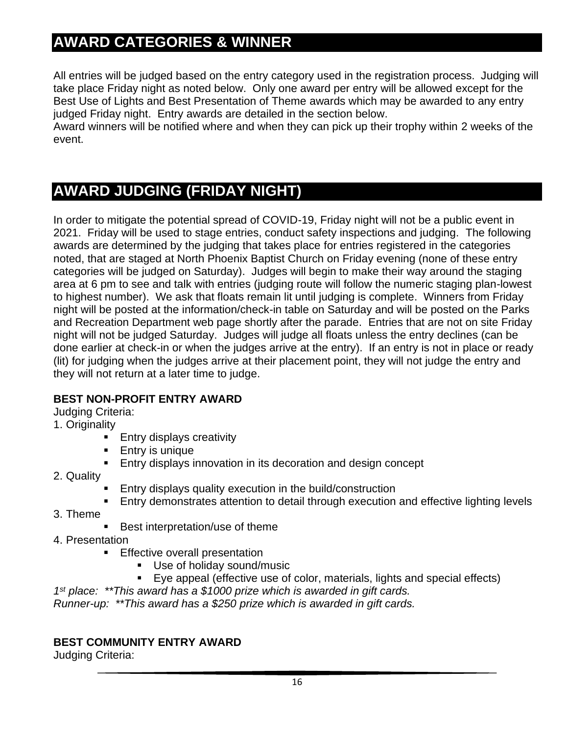## AWARD CATEGORIES & WINNER

All entries will be judged based on the entry category used in the registration process. Judging will take place Friday night as noted below. Only one award per entry will be allowed except for the Best Use of Lights and Best Presentation of Theme awards which may be awarded to any entry judged Friday night. Entry awards are detailed in the section below.
Award winners will be notified where and when they can pick up their trophy within 2 weeks of the event.

## AWARD JUDGING (FRIDAY NIGHT)

In order to mitigate the potential spread of COVID-19, Friday night will not be a public event in 2021. Friday will be used to stage entries, conduct safety inspections and judging. The following awards are determined by the judging that takes place for entries registered in the categories noted, that are staged at North Phoenix Baptist Church on Friday evening (none of these entry categories will be judged on Saturday). Judges will begin to make their way around the staging area at 6 pm to see and talk with entries (judging route will follow the numeric staging plan-lowest to highest number). We ask that floats remain lit until judging is complete. Winners from Friday night will be posted at the information/check-in table on Saturday and will be posted on the Parks and Recreation Department web page shortly after the parade. Entries that are not on site Friday night will not be judged Saturday. Judges will judge all floats unless the entry declines (can be done earlier at check-in or when the judges arrive at the entry). If an entry is not in place or ready (lit) for judging when the judges arrive at their placement point, they will not judge the entry and they will not return at a later time to judge.

**BEST NON-PROFIT ENTRY AWARD**

Judging Criteria:

1. Originality
   - Entry displays creativity
   - Entry is unique
   - Entry displays innovation in its decoration and design concept
2. Quality
   - Entry displays quality execution in the build/construction
   - Entry demonstrates attention to detail through execution and effective lighting levels
3. Theme
   - Best interpretation/use of theme
4. Presentation
   - Effective overall presentation
     - Use of holiday sound/music
     - Eye appeal (effective use of color, materials, lights and special effects)

*1st place: \*\*This award has a $1000 prize which is awarded in gift cards.*
*Runner-up: \*\*This award has a $250 prize which is awarded in gift cards.*

**BEST COMMUNITY ENTRY AWARD**

Judging Criteria: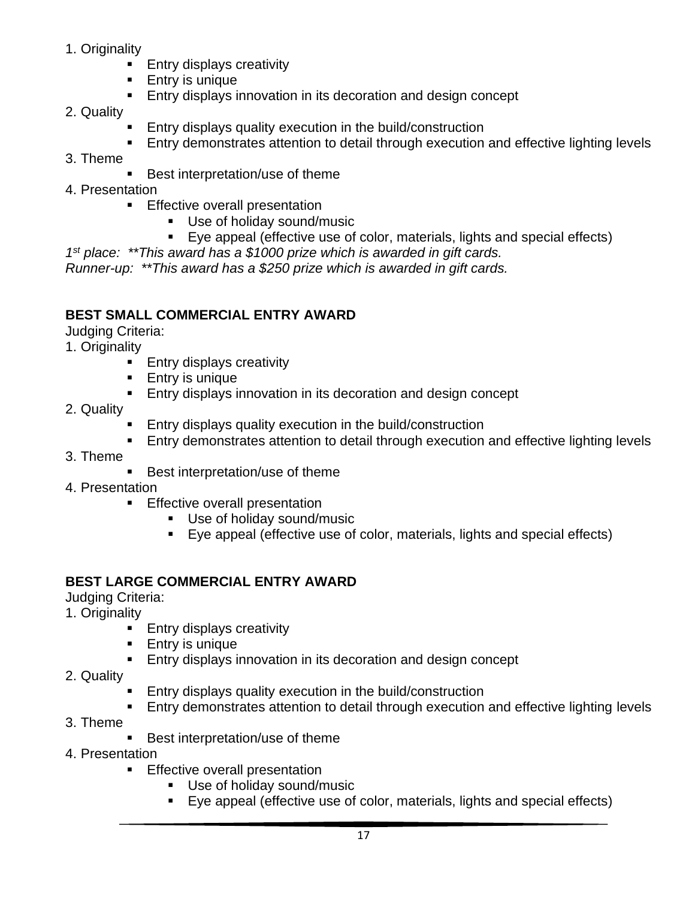1. Originality
    - Entry displays creativity
    - Entry is unique
    - Entry displays innovation in its decoration and design concept
2. Quality
    - Entry displays quality execution in the build/construction
    - Entry demonstrates attention to detail through execution and effective lighting levels
3. Theme
    - Best interpretation/use of theme
4. Presentation
    - Effective overall presentation
        - Use of holiday sound/music
        - Eye appeal (effective use of color, materials, lights and special effects)

*1st place: **This award has a $1000 prize which is awarded in gift cards.*
*Runner-up: **This award has a $250 prize which is awarded in gift cards.*

**BEST SMALL COMMERCIAL ENTRY AWARD**

Judging Criteria:

1. Originality
    - Entry displays creativity
    - Entry is unique
    - Entry displays innovation in its decoration and design concept
2. Quality
    - Entry displays quality execution in the build/construction
    - Entry demonstrates attention to detail through execution and effective lighting levels
3. Theme
    - Best interpretation/use of theme
4. Presentation
    - Effective overall presentation
        - Use of holiday sound/music
        - Eye appeal (effective use of color, materials, lights and special effects)

**BEST LARGE COMMERCIAL ENTRY AWARD**

Judging Criteria:

1. Originality
    - Entry displays creativity
    - Entry is unique
    - Entry displays innovation in its decoration and design concept
2. Quality
    - Entry displays quality execution in the build/construction
    - Entry demonstrates attention to detail through execution and effective lighting levels
3. Theme
    - Best interpretation/use of theme
4. Presentation
    - Effective overall presentation
        - Use of holiday sound/music
        - Eye appeal (effective use of color, materials, lights and special effects)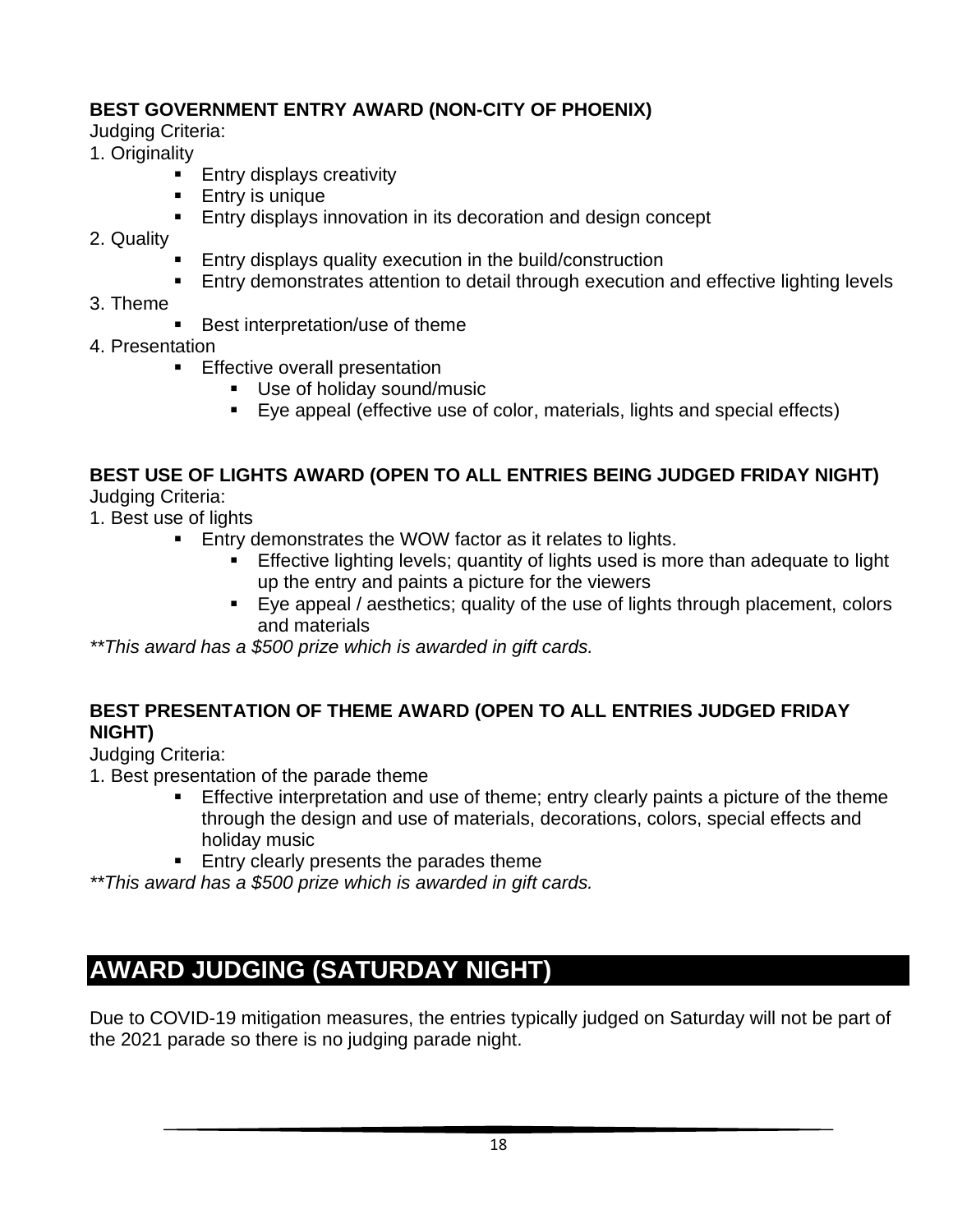**BEST GOVERNMENT ENTRY AWARD (NON-CITY OF PHOENIX)**

Judging Criteria:

1. Originality
    - Entry displays creativity
    - Entry is unique
    - Entry displays innovation in its decoration and design concept
2. Quality
    - Entry displays quality execution in the build/construction
    - Entry demonstrates attention to detail through execution and effective lighting levels
3. Theme
    - Best interpretation/use of theme
4. Presentation
    - Effective overall presentation
        - Use of holiday sound/music
        - Eye appeal (effective use of color, materials, lights and special effects)

**BEST USE OF LIGHTS AWARD (OPEN TO ALL ENTRIES BEING JUDGED FRIDAY NIGHT)**

Judging Criteria:

1. Best use of lights
    - Entry demonstrates the WOW factor as it relates to lights.
        - Effective lighting levels; quantity of lights used is more than adequate to light up the entry and paints a picture for the viewers
        - Eye appeal / aesthetics; quality of the use of lights through placement, colors and materials

*\*\*This award has a $500 prize which is awarded in gift cards.*

**BEST PRESENTATION OF THEME AWARD (OPEN TO ALL ENTRIES JUDGED FRIDAY NIGHT)**

Judging Criteria:

1. Best presentation of the parade theme
    - Effective interpretation and use of theme; entry clearly paints a picture of the theme through the design and use of materials, decorations, colors, special effects and holiday music
    - Entry clearly presents the parades theme

*\*\*This award has a $500 prize which is awarded in gift cards.*

## AWARD JUDGING (SATURDAY NIGHT)

Due to COVID-19 mitigation measures, the entries typically judged on Saturday will not be part of the 2021 parade so there is no judging parade night.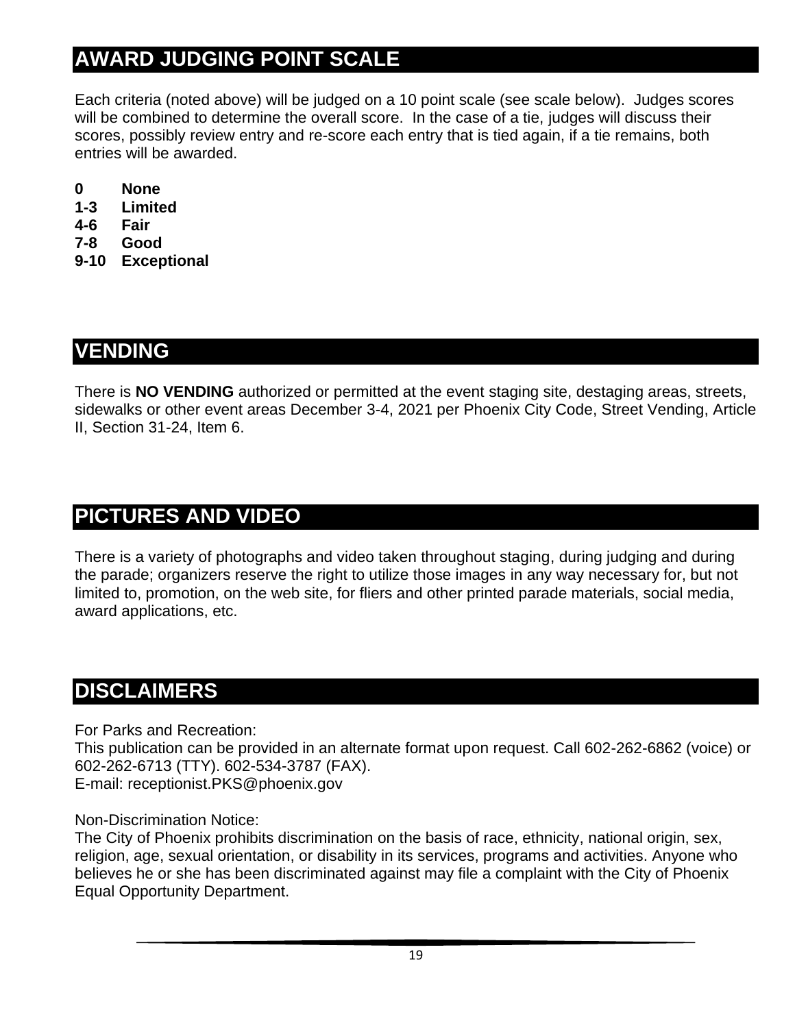## AWARD JUDGING POINT SCALE

Each criteria (noted above) will be judged on a 10 point scale (see scale below). Judges scores will be combined to determine the overall score. In the case of a tie, judges will discuss their scores, possibly review entry and re-score each entry that is tied again, if a tie remains, both entries will be awarded.

**0 None**
**1-3 Limited**
**4-6 Fair**
**7-8 Good**
**9-10 Exceptional**

## VENDING

There is **NO VENDING** authorized or permitted at the event staging site, destaging areas, streets, sidewalks or other event areas December 3-4, 2021 per Phoenix City Code, Street Vending, Article II, Section 31-24, Item 6.

## PICTURES AND VIDEO

There is a variety of photographs and video taken throughout staging, during judging and during the parade; organizers reserve the right to utilize those images in any way necessary for, but not limited to, promotion, on the web site, for fliers and other printed parade materials, social media, award applications, etc.

## DISCLAIMERS

For Parks and Recreation:
This publication can be provided in an alternate format upon request. Call 602-262-6862 (voice) or 602-262-6713 (TTY). 602-534-3787 (FAX).
E-mail: receptionist.PKS@phoenix.gov

Non-Discrimination Notice:
The City of Phoenix prohibits discrimination on the basis of race, ethnicity, national origin, sex, religion, age, sexual orientation, or disability in its services, programs and activities. Anyone who believes he or she has been discriminated against may file a complaint with the City of Phoenix Equal Opportunity Department.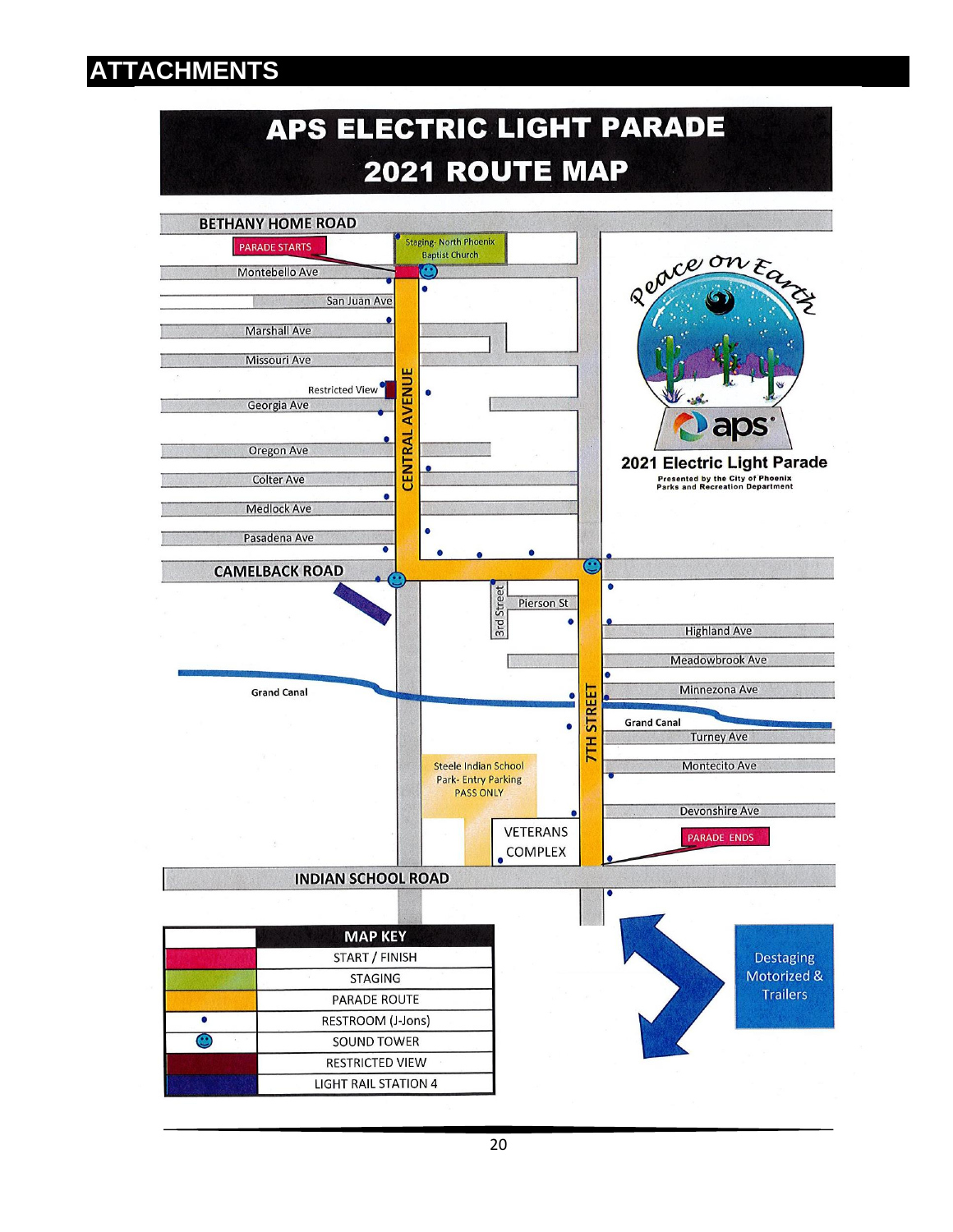# ATTACHMENTS

## APS ELECTRIC LIGHT PARADE 2021 ROUTE MAP

BETHANY HOME ROAD

PARADE STARTS

Staging- North Phoenix Baptist Church

Montebello Ave

San Juan Ave

Marshall Ave

Missouri Ave

Restricted View

Georgia Ave

Oregon Ave

Colter Ave

Medlock Ave

Pasadena Ave

CENTRAL AVENUE

CAMELBACK ROAD

3rd Street

Pierson St

Highland Ave

Meadowbrook Ave

Grand Canal

Minnezona Ave

Grand Canal

Turney Ave

7TH STREET

Steele Indian School Park- Entry Parking PASS ONLY

Montecito Ave

Devonshire Ave

VETERANS COMPLEX

PARADE ENDS

INDIAN SCHOOL ROAD

Peace on Earth

aps

**2021 Electric Light Parade**

Presented by the City of Phoenix Parks and Recreation Department

Destaging Motorized & Trailers

| | MAP KEY |
|---|---|
| (red) | START / FINISH |
| (green) | STAGING |
| (orange) | PARADE ROUTE |
| • | RESTROOM (J-Jons) |
| (smiley) | SOUND TOWER |
| (maroon) | RESTRICTED VIEW |
| (blue) | LIGHT RAIL STATION 4 |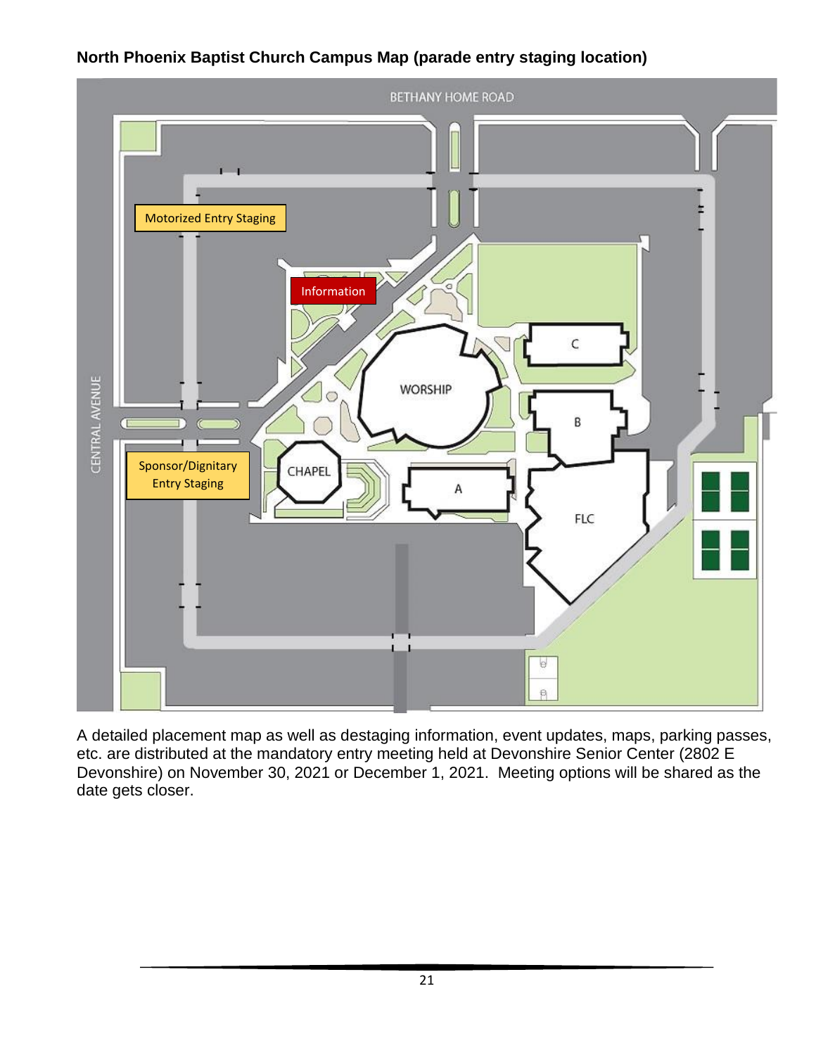**North Phoenix Baptist Church Campus Map (parade entry staging location)**

BETHANY HOME ROAD

CENTRAL AVENUE

Motorized Entry Staging

Information

WORSHIP

C

B

CHAPEL

A

FLC

Sponsor/Dignitary Entry Staging

A detailed placement map as well as destaging information, event updates, maps, parking passes, etc. are distributed at the mandatory entry meeting held at Devonshire Senior Center (2802 E Devonshire) on November 30, 2021 or December 1, 2021. Meeting options will be shared as the date gets closer.